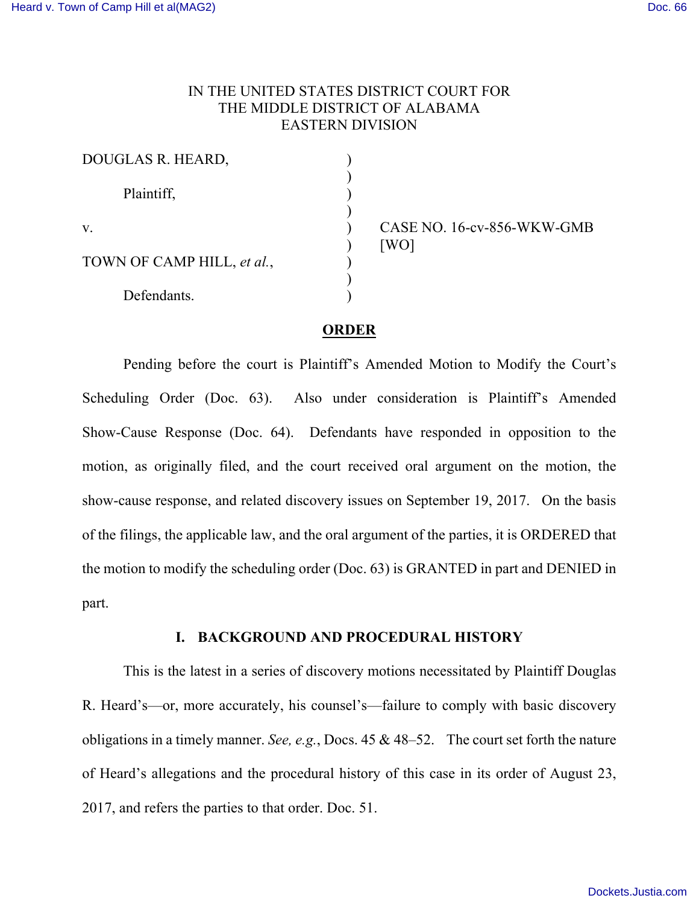IN THE UNITED STATES DISTRICT COURT FOR
THE MIDDLE DISTRICT OF ALABAMA
EASTERN DIVISION

DOUGLAS R. HEARD,

Plaintiff,

v.

TOWN OF CAMP HILL, *et al.*,

Defendants.

CASE NO. 16-cv-856-WKW-GMB
[WO]

## ORDER

Pending before the court is Plaintiff's Amended Motion to Modify the Court's Scheduling Order (Doc. 63). Also under consideration is Plaintiff's Amended Show-Cause Response (Doc. 64). Defendants have responded in opposition to the motion, as originally filed, and the court received oral argument on the motion, the show-cause response, and related discovery issues on September 19, 2017. On the basis of the filings, the applicable law, and the oral argument of the parties, it is ORDERED that the motion to modify the scheduling order (Doc. 63) is GRANTED in part and DENIED in part.

### I. BACKGROUND AND PROCEDURAL HISTORY

This is the latest in a series of discovery motions necessitated by Plaintiff Douglas R. Heard's—or, more accurately, his counsel's—failure to comply with basic discovery obligations in a timely manner. *See, e.g.*, Docs. 45 & 48–52. The court set forth the nature of Heard's allegations and the procedural history of this case in its order of August 23, 2017, and refers the parties to that order. Doc. 51.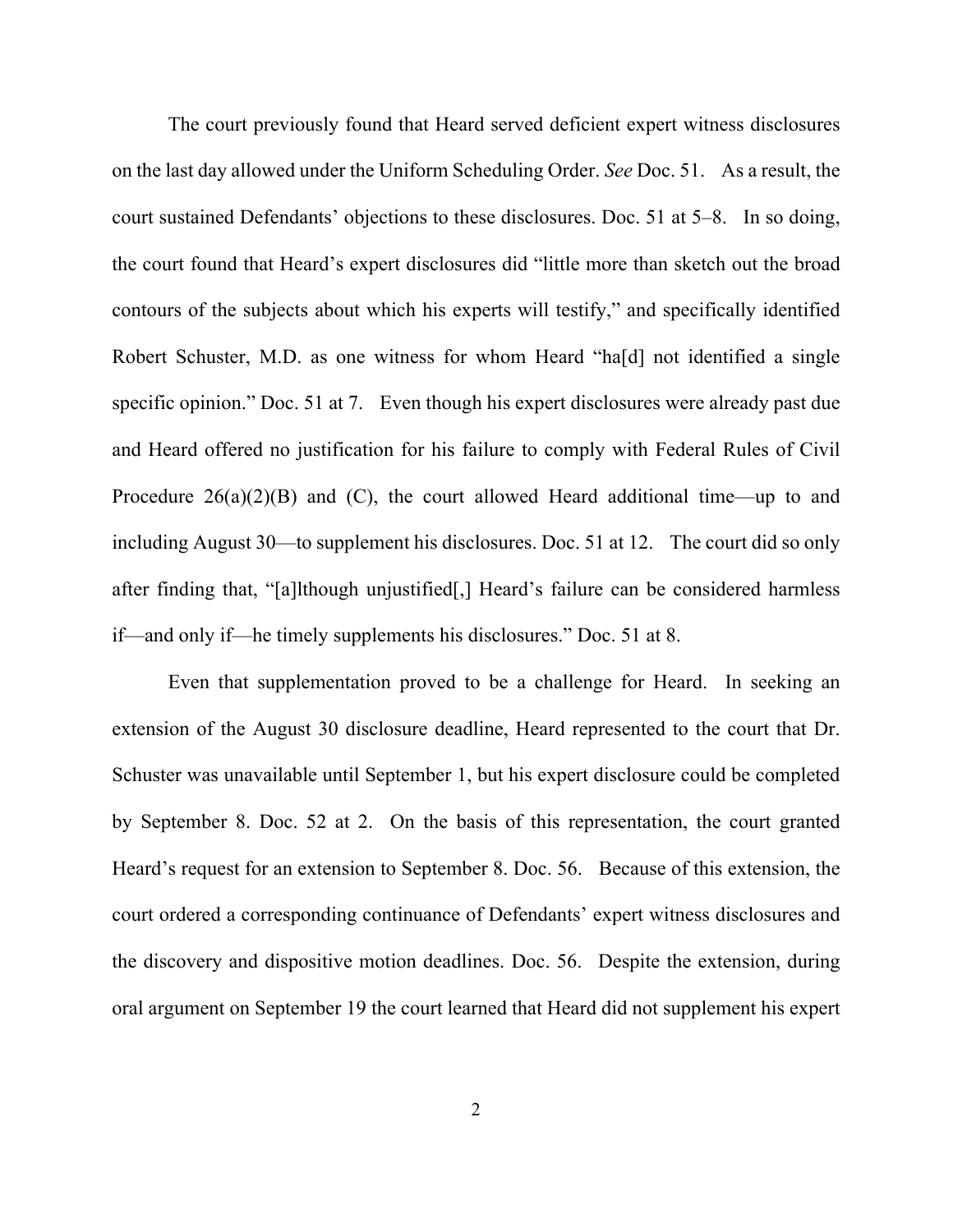The court previously found that Heard served deficient expert witness disclosures on the last day allowed under the Uniform Scheduling Order. *See* Doc. 51. As a result, the court sustained Defendants' objections to these disclosures. Doc. 51 at 5–8. In so doing, the court found that Heard's expert disclosures did "little more than sketch out the broad contours of the subjects about which his experts will testify," and specifically identified Robert Schuster, M.D. as one witness for whom Heard "ha[d] not identified a single specific opinion." Doc. 51 at 7. Even though his expert disclosures were already past due and Heard offered no justification for his failure to comply with Federal Rules of Civil Procedure 26(a)(2)(B) and (C), the court allowed Heard additional time—up to and including August 30—to supplement his disclosures. Doc. 51 at 12. The court did so only after finding that, "[a]lthough unjustified[,] Heard's failure can be considered harmless if—and only if—he timely supplements his disclosures." Doc. 51 at 8.

Even that supplementation proved to be a challenge for Heard. In seeking an extension of the August 30 disclosure deadline, Heard represented to the court that Dr. Schuster was unavailable until September 1, but his expert disclosure could be completed by September 8. Doc. 52 at 2. On the basis of this representation, the court granted Heard's request for an extension to September 8. Doc. 56. Because of this extension, the court ordered a corresponding continuance of Defendants' expert witness disclosures and the discovery and dispositive motion deadlines. Doc. 56. Despite the extension, during oral argument on September 19 the court learned that Heard did not supplement his expert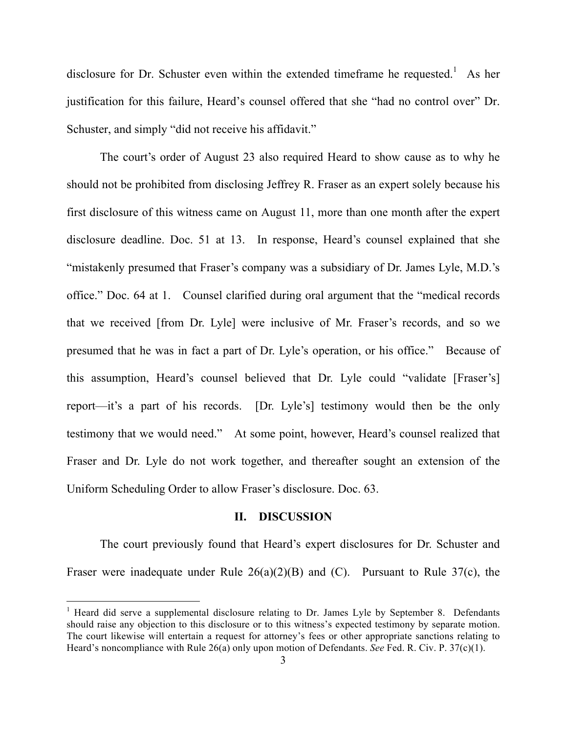disclosure for Dr. Schuster even within the extended timeframe he requested.[1] As her justification for this failure, Heard's counsel offered that she "had no control over" Dr. Schuster, and simply "did not receive his affidavit."

The court's order of August 23 also required Heard to show cause as to why he should not be prohibited from disclosing Jeffrey R. Fraser as an expert solely because his first disclosure of this witness came on August 11, more than one month after the expert disclosure deadline. Doc. 51 at 13. In response, Heard's counsel explained that she "mistakenly presumed that Fraser's company was a subsidiary of Dr. James Lyle, M.D.'s office." Doc. 64 at 1. Counsel clarified during oral argument that the "medical records that we received [from Dr. Lyle] were inclusive of Mr. Fraser's records, and so we presumed that he was in fact a part of Dr. Lyle's operation, or his office." Because of this assumption, Heard's counsel believed that Dr. Lyle could "validate [Fraser's] report—it's a part of his records. [Dr. Lyle's] testimony would then be the only testimony that we would need." At some point, however, Heard's counsel realized that Fraser and Dr. Lyle do not work together, and thereafter sought an extension of the Uniform Scheduling Order to allow Fraser's disclosure. Doc. 63.

## II. DISCUSSION

The court previously found that Heard's expert disclosures for Dr. Schuster and Fraser were inadequate under Rule 26(a)(2)(B) and (C). Pursuant to Rule 37(c), the

---

[1] Heard did serve a supplemental disclosure relating to Dr. James Lyle by September 8. Defendants should raise any objection to this disclosure or to this witness's expected testimony by separate motion. The court likewise will entertain a request for attorney's fees or other appropriate sanctions relating to Heard's noncompliance with Rule 26(a) only upon motion of Defendants. *See* Fed. R. Civ. P. 37(c)(1).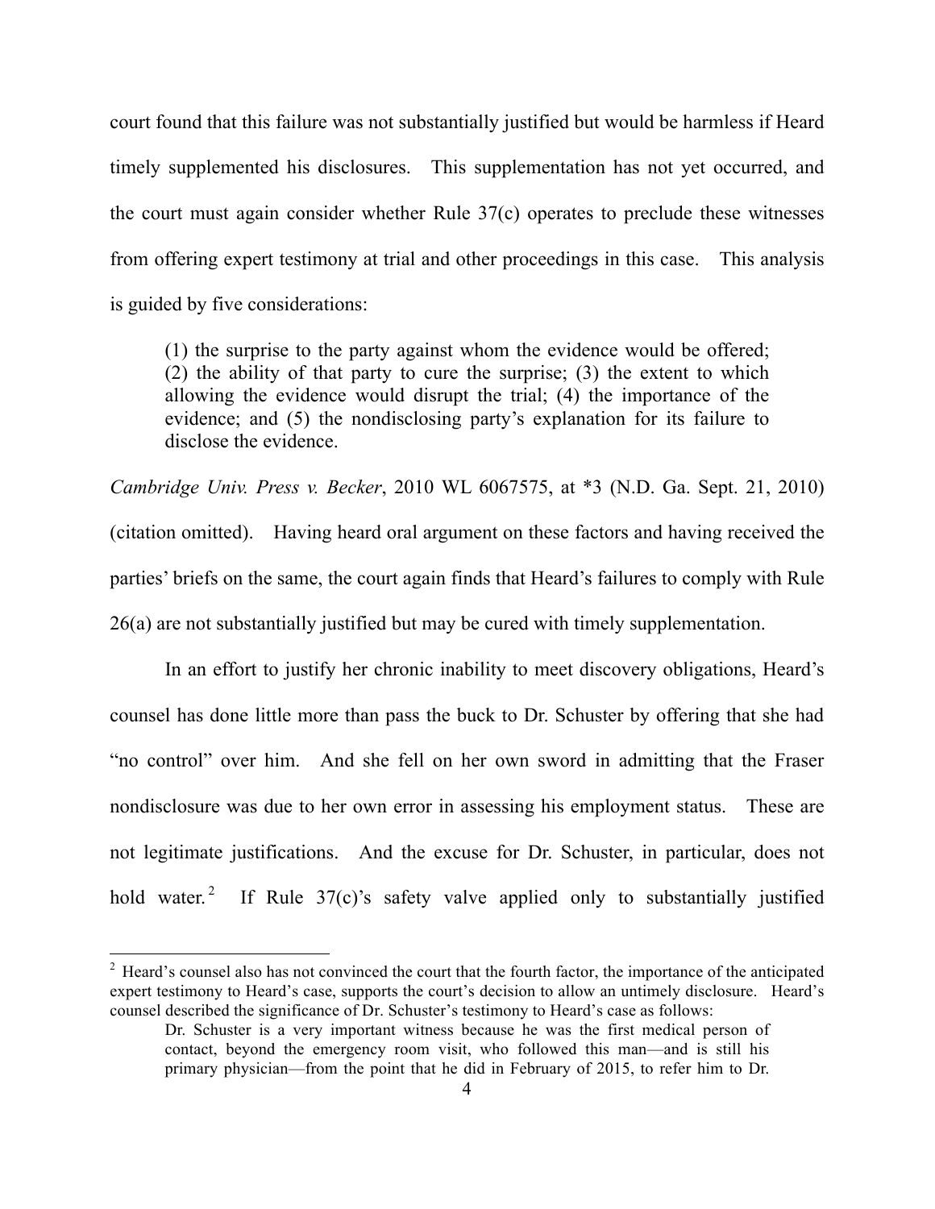court found that this failure was not substantially justified but would be harmless if Heard timely supplemented his disclosures. This supplementation has not yet occurred, and the court must again consider whether Rule 37(c) operates to preclude these witnesses from offering expert testimony at trial and other proceedings in this case. This analysis is guided by five considerations:

> (1) the surprise to the party against whom the evidence would be offered; (2) the ability of that party to cure the surprise; (3) the extent to which allowing the evidence would disrupt the trial; (4) the importance of the evidence; and (5) the nondisclosing party's explanation for its failure to disclose the evidence.

*Cambridge Univ. Press v. Becker*, 2010 WL 6067575, at *3 (N.D. Ga. Sept. 21, 2010) (citation omitted). Having heard oral argument on these factors and having received the parties' briefs on the same, the court again finds that Heard's failures to comply with Rule 26(a) are not substantially justified but may be cured with timely supplementation.

In an effort to justify her chronic inability to meet discovery obligations, Heard's counsel has done little more than pass the buck to Dr. Schuster by offering that she had "no control" over him. And she fell on her own sword in admitting that the Fraser nondisclosure was due to her own error in assessing his employment status. These are not legitimate justifications. And the excuse for Dr. Schuster, in particular, does not hold water.[2] If Rule 37(c)'s safety valve applied only to substantially justified

---

[2] Heard's counsel also has not convinced the court that the fourth factor, the importance of the anticipated expert testimony to Heard's case, supports the court's decision to allow an untimely disclosure. Heard's counsel described the significance of Dr. Schuster's testimony to Heard's case as follows:

> Dr. Schuster is a very important witness because he was the first medical person of contact, beyond the emergency room visit, who followed this man—and is still his primary physician—from the point that he did in February of 2015, to refer him to Dr.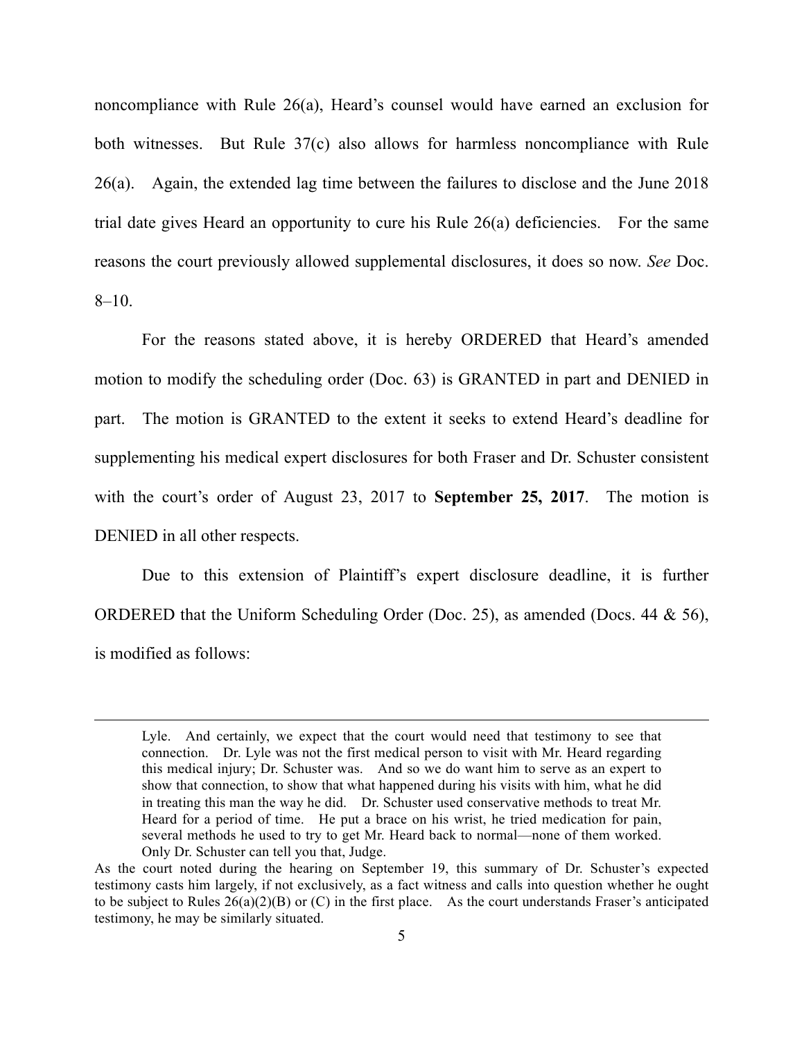noncompliance with Rule 26(a), Heard's counsel would have earned an exclusion for both witnesses. But Rule 37(c) also allows for harmless noncompliance with Rule 26(a). Again, the extended lag time between the failures to disclose and the June 2018 trial date gives Heard an opportunity to cure his Rule 26(a) deficiencies. For the same reasons the court previously allowed supplemental disclosures, it does so now. *See* Doc. 8–10.

For the reasons stated above, it is hereby ORDERED that Heard's amended motion to modify the scheduling order (Doc. 63) is GRANTED in part and DENIED in part. The motion is GRANTED to the extent it seeks to extend Heard's deadline for supplementing his medical expert disclosures for both Fraser and Dr. Schuster consistent with the court's order of August 23, 2017 to **September 25, 2017**. The motion is DENIED in all other respects.

Due to this extension of Plaintiff's expert disclosure deadline, it is further ORDERED that the Uniform Scheduling Order (Doc. 25), as amended (Docs. 44 & 56), is modified as follows:

---

> Lyle. And certainly, we expect that the court would need that testimony to see that connection. Dr. Lyle was not the first medical person to visit with Mr. Heard regarding this medical injury; Dr. Schuster was. And so we do want him to serve as an expert to show that connection, to show that what happened during his visits with him, what he did in treating this man the way he did. Dr. Schuster used conservative methods to treat Mr. Heard for a period of time. He put a brace on his wrist, he tried medication for pain, several methods he used to try to get Mr. Heard back to normal—none of them worked. Only Dr. Schuster can tell you that, Judge.

As the court noted during the hearing on September 19, this summary of Dr. Schuster's expected testimony casts him largely, if not exclusively, as a fact witness and calls into question whether he ought to be subject to Rules 26(a)(2)(B) or (C) in the first place. As the court understands Fraser's anticipated testimony, he may be similarly situated.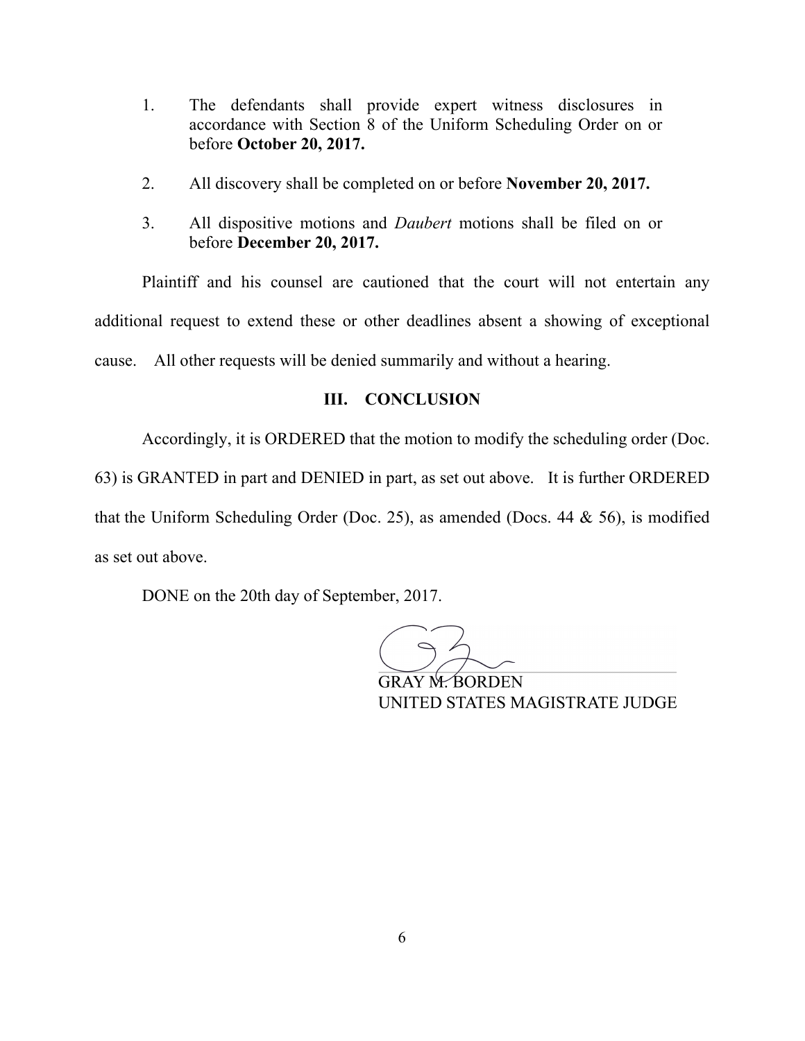1. The defendants shall provide expert witness disclosures in accordance with Section 8 of the Uniform Scheduling Order on or before **October 20, 2017.**

2. All discovery shall be completed on or before **November 20, 2017.**

3. All dispositive motions and *Daubert* motions shall be filed on or before **December 20, 2017.**

Plaintiff and his counsel are cautioned that the court will not entertain any additional request to extend these or other deadlines absent a showing of exceptional cause. All other requests will be denied summarily and without a hearing.

## III. CONCLUSION

Accordingly, it is ORDERED that the motion to modify the scheduling order (Doc. 63) is GRANTED in part and DENIED in part, as set out above. It is further ORDERED that the Uniform Scheduling Order (Doc. 25), as amended (Docs. 44 & 56), is modified as set out above.

DONE on the 20th day of September, 2017.

GRAY M. BORDEN
UNITED STATES MAGISTRATE JUDGE